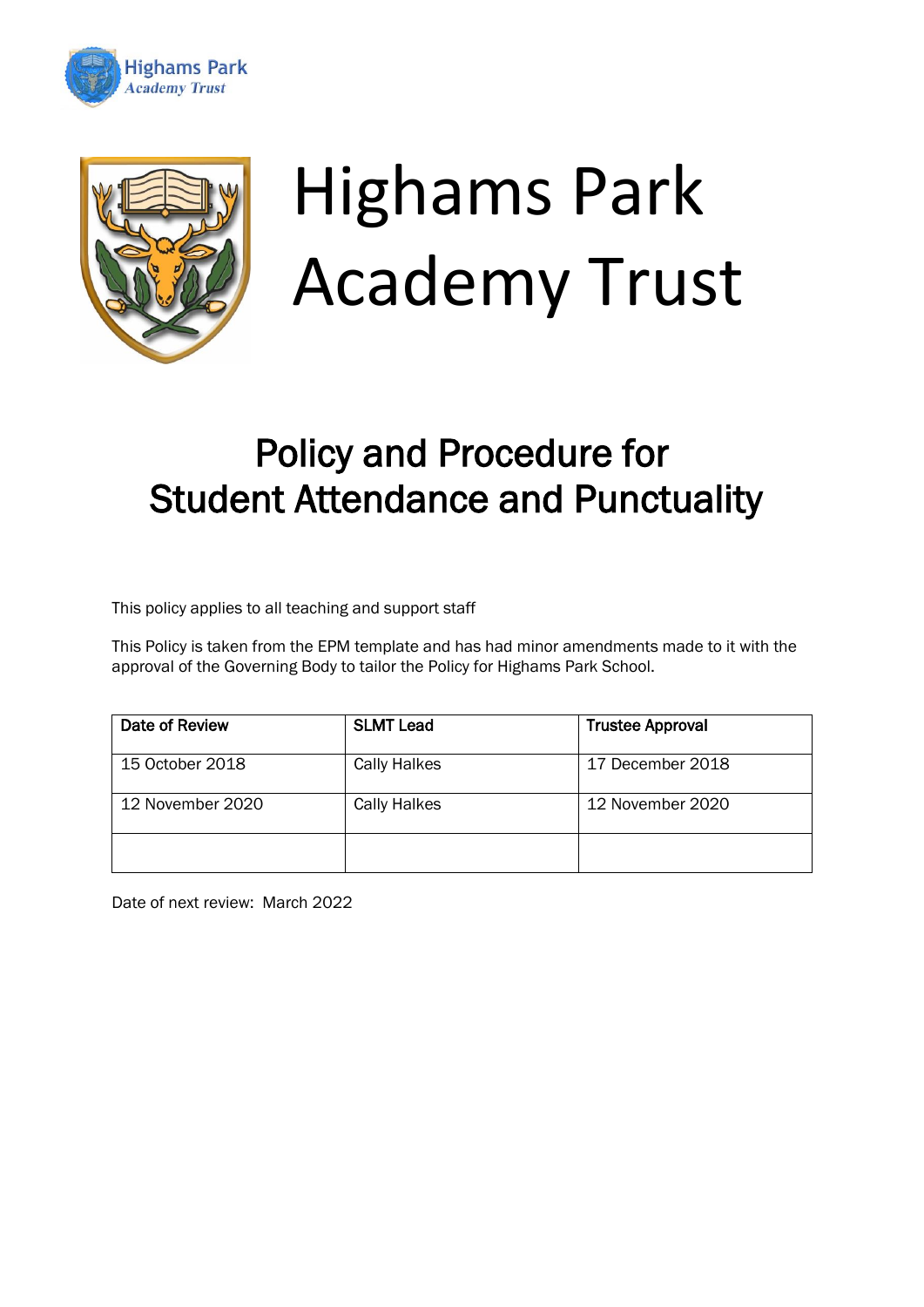Highams Park
Academy Trust

# Highams Park Academy Trust

## Policy and Procedure for Student Attendance and Punctuality

This policy applies to all teaching and support staff

This Policy is taken from the EPM template and has had minor amendments made to it with the approval of the Governing Body to tailor the Policy for Highams Park School.

| Date of Review | SLMT Lead | Trustee Approval |
| --- | --- | --- |
| 15 October 2018 | Cally Halkes | 17 December 2018 |
| 12 November 2020 | Cally Halkes | 12 November 2020 |
| | | |

Date of next review: March 2022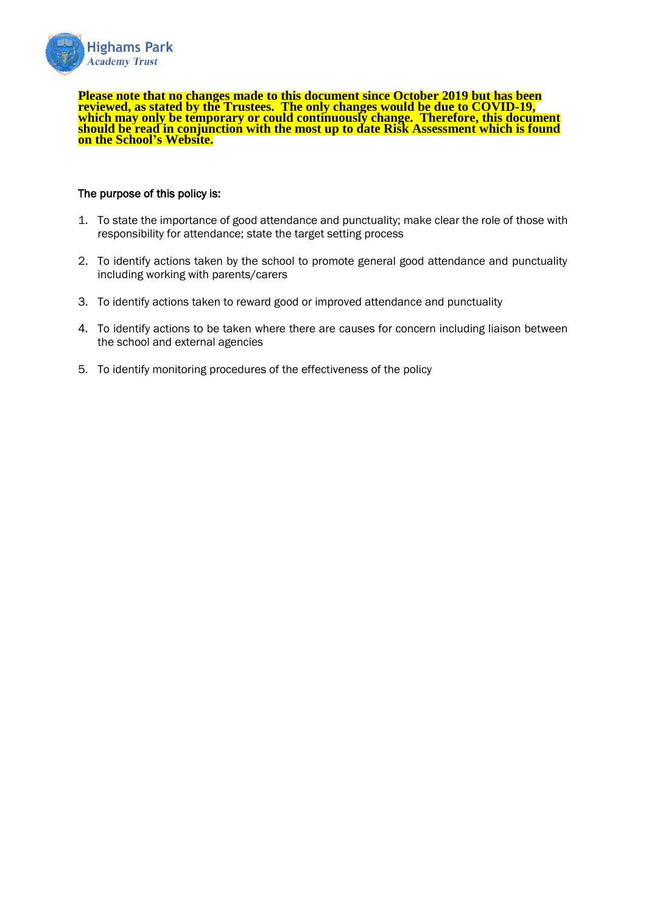**Please note that no changes made to this document since October 2019 but has been reviewed, as stated by the Trustees. The only changes would be due to COVID-19, which may only be temporary or could continuously change. Therefore, this document should be read in conjunction with the most up to date Risk Assessment which is found on the School's Website.**

The purpose of this policy is:

1. To state the importance of good attendance and punctuality; make clear the role of those with responsibility for attendance; state the target setting process
2. To identify actions taken by the school to promote general good attendance and punctuality including working with parents/carers
3. To identify actions taken to reward good or improved attendance and punctuality
4. To identify actions to be taken where there are causes for concern including liaison between the school and external agencies
5. To identify monitoring procedures of the effectiveness of the policy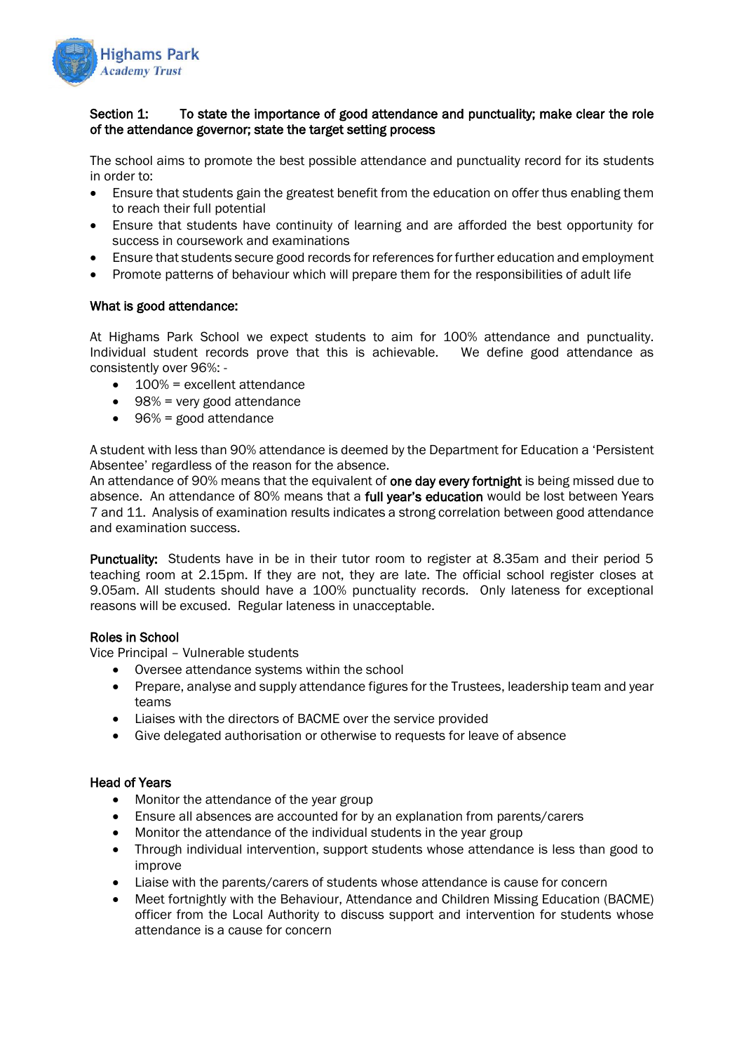## Section 1: To state the importance of good attendance and punctuality; make clear the role of the attendance governor; state the target setting process

The school aims to promote the best possible attendance and punctuality record for its students in order to:

- Ensure that students gain the greatest benefit from the education on offer thus enabling them to reach their full potential
- Ensure that students have continuity of learning and are afforded the best opportunity for success in coursework and examinations
- Ensure that students secure good records for references for further education and employment
- Promote patterns of behaviour which will prepare them for the responsibilities of adult life

### What is good attendance:

At Highams Park School we expect students to aim for 100% attendance and punctuality. Individual student records prove that this is achievable. We define good attendance as consistently over 96%: -

- 100% = excellent attendance
- 98% = very good attendance
- 96% = good attendance

A student with less than 90% attendance is deemed by the Department for Education a 'Persistent Absentee' regardless of the reason for the absence.
An attendance of 90% means that the equivalent of **one day every fortnight** is being missed due to absence. An attendance of 80% means that a **full year's education** would be lost between Years 7 and 11. Analysis of examination results indicates a strong correlation between good attendance and examination success.

**Punctuality:** Students have in be in their tutor room to register at 8.35am and their period 5 teaching room at 2.15pm. If they are not, they are late. The official school register closes at 9.05am. All students should have a 100% punctuality records. Only lateness for exceptional reasons will be excused. Regular lateness in unacceptable.

### Roles in School

Vice Principal – Vulnerable students

- Oversee attendance systems within the school
- Prepare, analyse and supply attendance figures for the Trustees, leadership team and year teams
- Liaises with the directors of BACME over the service provided
- Give delegated authorisation or otherwise to requests for leave of absence

### Head of Years

- Monitor the attendance of the year group
- Ensure all absences are accounted for by an explanation from parents/carers
- Monitor the attendance of the individual students in the year group
- Through individual intervention, support students whose attendance is less than good to improve
- Liaise with the parents/carers of students whose attendance is cause for concern
- Meet fortnightly with the Behaviour, Attendance and Children Missing Education (BACME) officer from the Local Authority to discuss support and intervention for students whose attendance is a cause for concern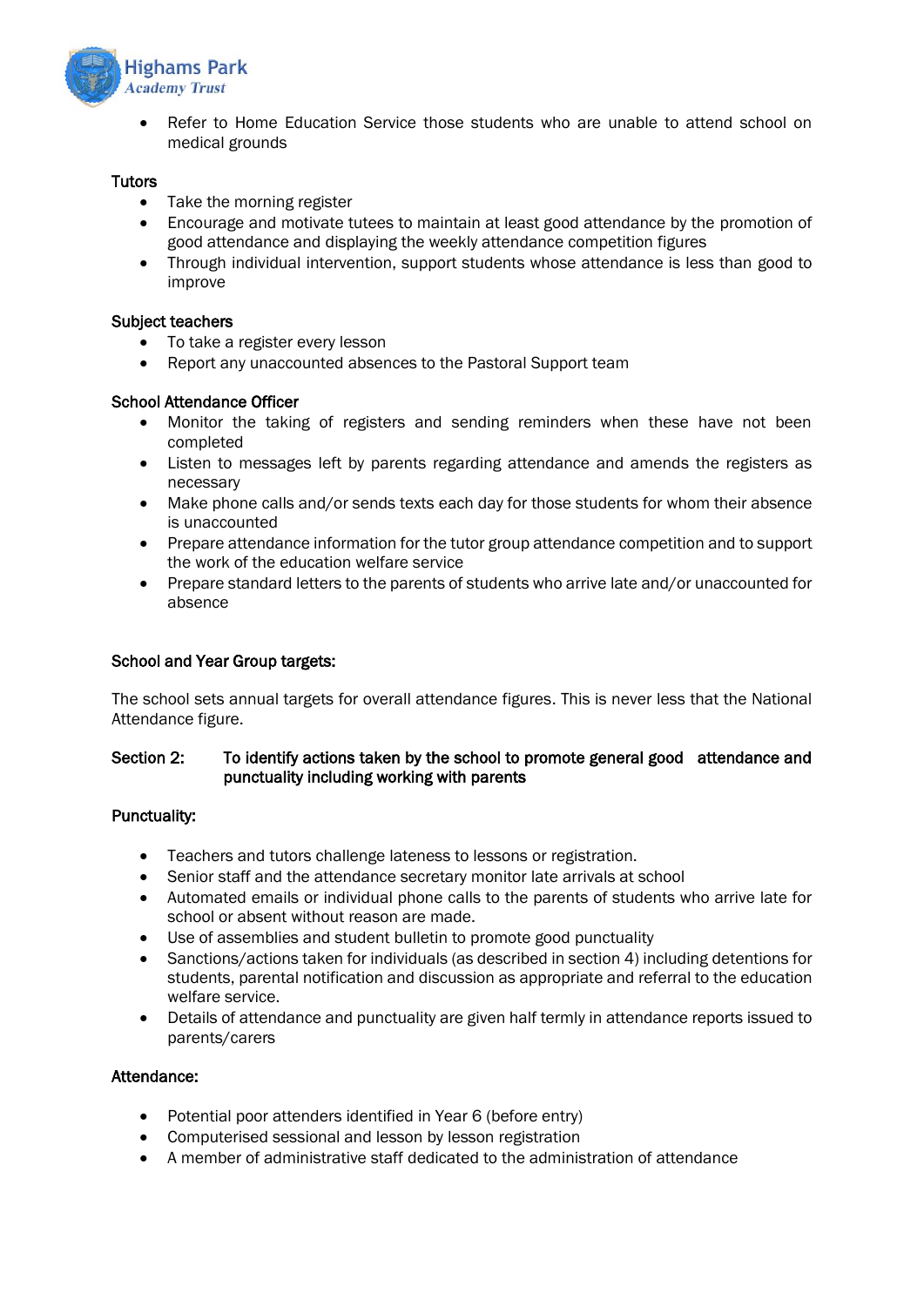- Refer to Home Education Service those students who are unable to attend school on medical grounds

### Tutors

- Take the morning register
- Encourage and motivate tutees to maintain at least good attendance by the promotion of good attendance and displaying the weekly attendance competition figures
- Through individual intervention, support students whose attendance is less than good to improve

### Subject teachers

- To take a register every lesson
- Report any unaccounted absences to the Pastoral Support team

### School Attendance Officer

- Monitor the taking of registers and sending reminders when these have not been completed
- Listen to messages left by parents regarding attendance and amends the registers as necessary
- Make phone calls and/or sends texts each day for those students for whom their absence is unaccounted
- Prepare attendance information for the tutor group attendance competition and to support the work of the education welfare service
- Prepare standard letters to the parents of students who arrive late and/or unaccounted for absence

### School and Year Group targets:

The school sets annual targets for overall attendance figures. This is never less that the National Attendance figure.

## Section 2: To identify actions taken by the school to promote general good attendance and punctuality including working with parents

### Punctuality:

- Teachers and tutors challenge lateness to lessons or registration.
- Senior staff and the attendance secretary monitor late arrivals at school
- Automated emails or individual phone calls to the parents of students who arrive late for school or absent without reason are made.
- Use of assemblies and student bulletin to promote good punctuality
- Sanctions/actions taken for individuals (as described in section 4) including detentions for students, parental notification and discussion as appropriate and referral to the education welfare service.
- Details of attendance and punctuality are given half termly in attendance reports issued to parents/carers

### Attendance:

- Potential poor attenders identified in Year 6 (before entry)
- Computerised sessional and lesson by lesson registration
- A member of administrative staff dedicated to the administration of attendance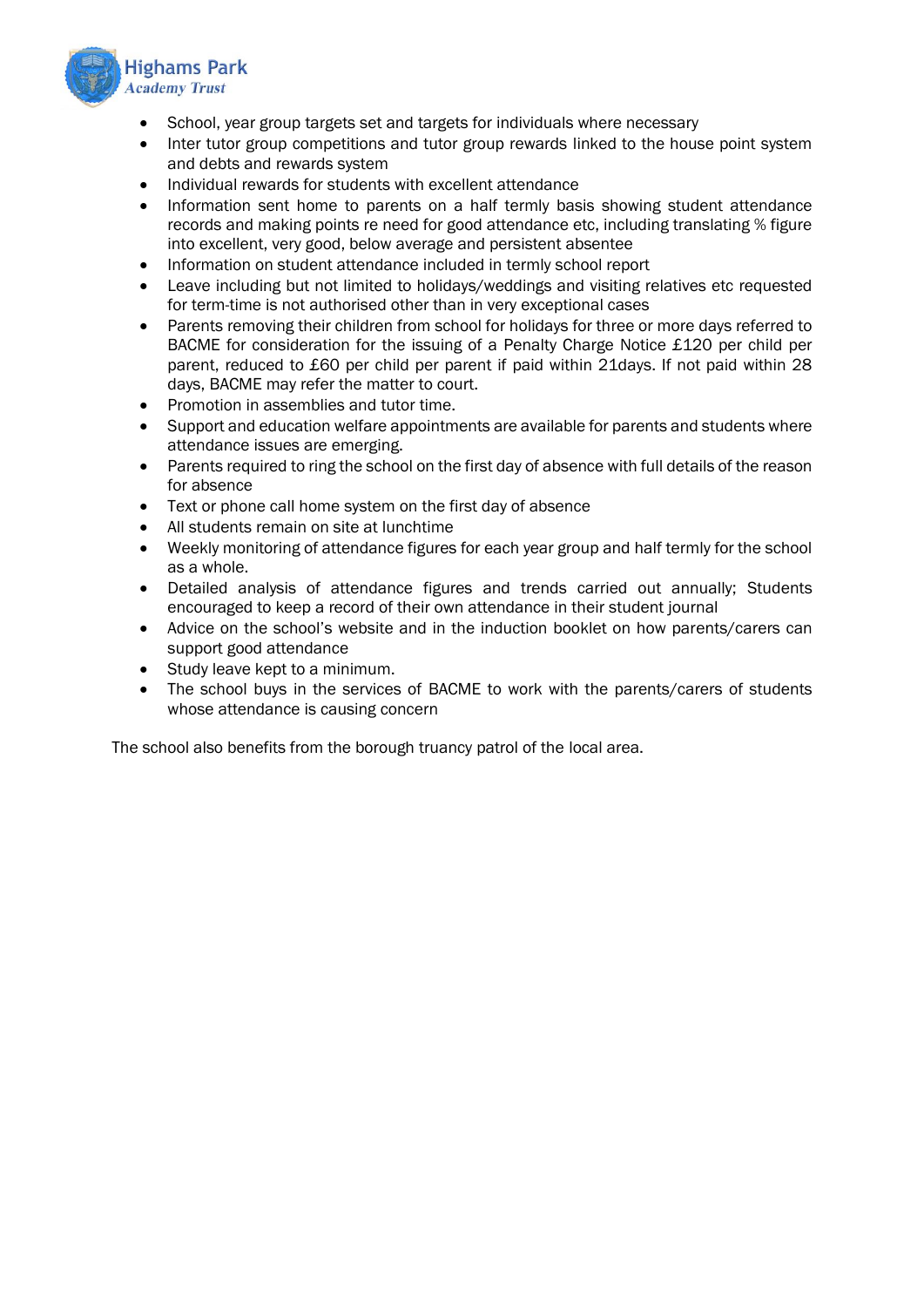- School, year group targets set and targets for individuals where necessary
- Inter tutor group competitions and tutor group rewards linked to the house point system and debts and rewards system
- Individual rewards for students with excellent attendance
- Information sent home to parents on a half termly basis showing student attendance records and making points re need for good attendance etc, including translating % figure into excellent, very good, below average and persistent absentee
- Information on student attendance included in termly school report
- Leave including but not limited to holidays/weddings and visiting relatives etc requested for term-time is not authorised other than in very exceptional cases
- Parents removing their children from school for holidays for three or more days referred to BACME for consideration for the issuing of a Penalty Charge Notice £120 per child per parent, reduced to £60 per child per parent if paid within 21days. If not paid within 28 days, BACME may refer the matter to court.
- Promotion in assemblies and tutor time.
- Support and education welfare appointments are available for parents and students where attendance issues are emerging.
- Parents required to ring the school on the first day of absence with full details of the reason for absence
- Text or phone call home system on the first day of absence
- All students remain on site at lunchtime
- Weekly monitoring of attendance figures for each year group and half termly for the school as a whole.
- Detailed analysis of attendance figures and trends carried out annually; Students encouraged to keep a record of their own attendance in their student journal
- Advice on the school's website and in the induction booklet on how parents/carers can support good attendance
- Study leave kept to a minimum.
- The school buys in the services of BACME to work with the parents/carers of students whose attendance is causing concern

The school also benefits from the borough truancy patrol of the local area.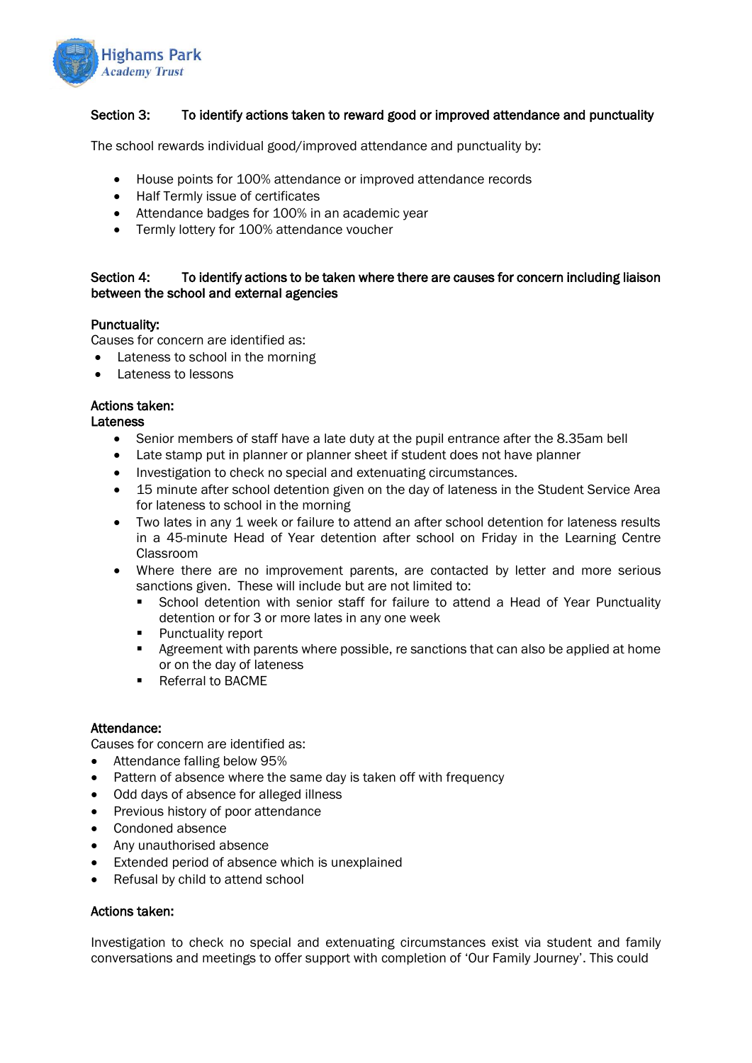## Section 3: To identify actions taken to reward good or improved attendance and punctuality

The school rewards individual good/improved attendance and punctuality by:

- House points for 100% attendance or improved attendance records
- Half Termly issue of certificates
- Attendance badges for 100% in an academic year
- Termly lottery for 100% attendance voucher

## Section 4: To identify actions to be taken where there are causes for concern including liaison between the school and external agencies

**Punctuality:**

Causes for concern are identified as:

- Lateness to school in the morning
- Lateness to lessons

**Actions taken:**

**Lateness**

- Senior members of staff have a late duty at the pupil entrance after the 8.35am bell
- Late stamp put in planner or planner sheet if student does not have planner
- Investigation to check no special and extenuating circumstances.
- 15 minute after school detention given on the day of lateness in the Student Service Area for lateness to school in the morning
- Two lates in any 1 week or failure to attend an after school detention for lateness results in a 45-minute Head of Year detention after school on Friday in the Learning Centre Classroom
- Where there are no improvement parents, are contacted by letter and more serious sanctions given. These will include but are not limited to:
  - School detention with senior staff for failure to attend a Head of Year Punctuality detention or for 3 or more lates in any one week
  - Punctuality report
  - Agreement with parents where possible, re sanctions that can also be applied at home or on the day of lateness
  - Referral to BACME

**Attendance:**

Causes for concern are identified as:

- Attendance falling below 95%
- Pattern of absence where the same day is taken off with frequency
- Odd days of absence for alleged illness
- Previous history of poor attendance
- Condoned absence
- Any unauthorised absence
- Extended period of absence which is unexplained
- Refusal by child to attend school

**Actions taken:**

Investigation to check no special and extenuating circumstances exist via student and family conversations and meetings to offer support with completion of 'Our Family Journey'. This could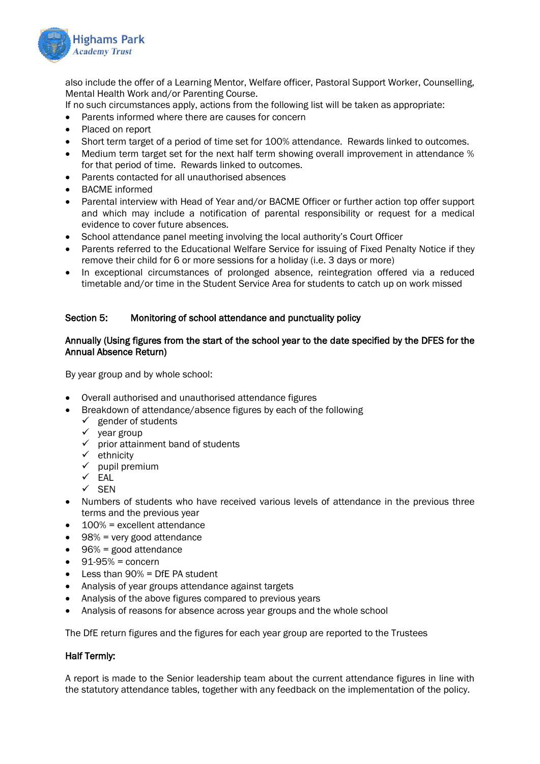also include the offer of a Learning Mentor, Welfare officer, Pastoral Support Worker, Counselling, Mental Health Work and/or Parenting Course.

If no such circumstances apply, actions from the following list will be taken as appropriate:

- Parents informed where there are causes for concern
- Placed on report
- Short term target of a period of time set for 100% attendance. Rewards linked to outcomes.
- Medium term target set for the next half term showing overall improvement in attendance % for that period of time. Rewards linked to outcomes.
- Parents contacted for all unauthorised absences
- BACME informed
- Parental interview with Head of Year and/or BACME Officer or further action top offer support and which may include a notification of parental responsibility or request for a medical evidence to cover future absences.
- School attendance panel meeting involving the local authority's Court Officer
- Parents referred to the Educational Welfare Service for issuing of Fixed Penalty Notice if they remove their child for 6 or more sessions for a holiday (i.e. 3 days or more)
- In exceptional circumstances of prolonged absence, reintegration offered via a reduced timetable and/or time in the Student Service Area for students to catch up on work missed

## Section 5: Monitoring of school attendance and punctuality policy

### Annually (Using figures from the start of the school year to the date specified by the DFES for the Annual Absence Return)

By year group and by whole school:

- Overall authorised and unauthorised attendance figures
- Breakdown of attendance/absence figures by each of the following
  - ✓ gender of students
  - ✓ year group
  - ✓ prior attainment band of students
  - ✓ ethnicity
  - ✓ pupil premium
  - ✓ EAL
  - ✓ SEN
- Numbers of students who have received various levels of attendance in the previous three terms and the previous year
- 100% = excellent attendance
- 98% = very good attendance
- 96% = good attendance
- 91-95% = concern
- Less than 90% = DfE PA student
- Analysis of year groups attendance against targets
- Analysis of the above figures compared to previous years
- Analysis of reasons for absence across year groups and the whole school

The DfE return figures and the figures for each year group are reported to the Trustees

### Half Termly:

A report is made to the Senior leadership team about the current attendance figures in line with the statutory attendance tables, together with any feedback on the implementation of the policy.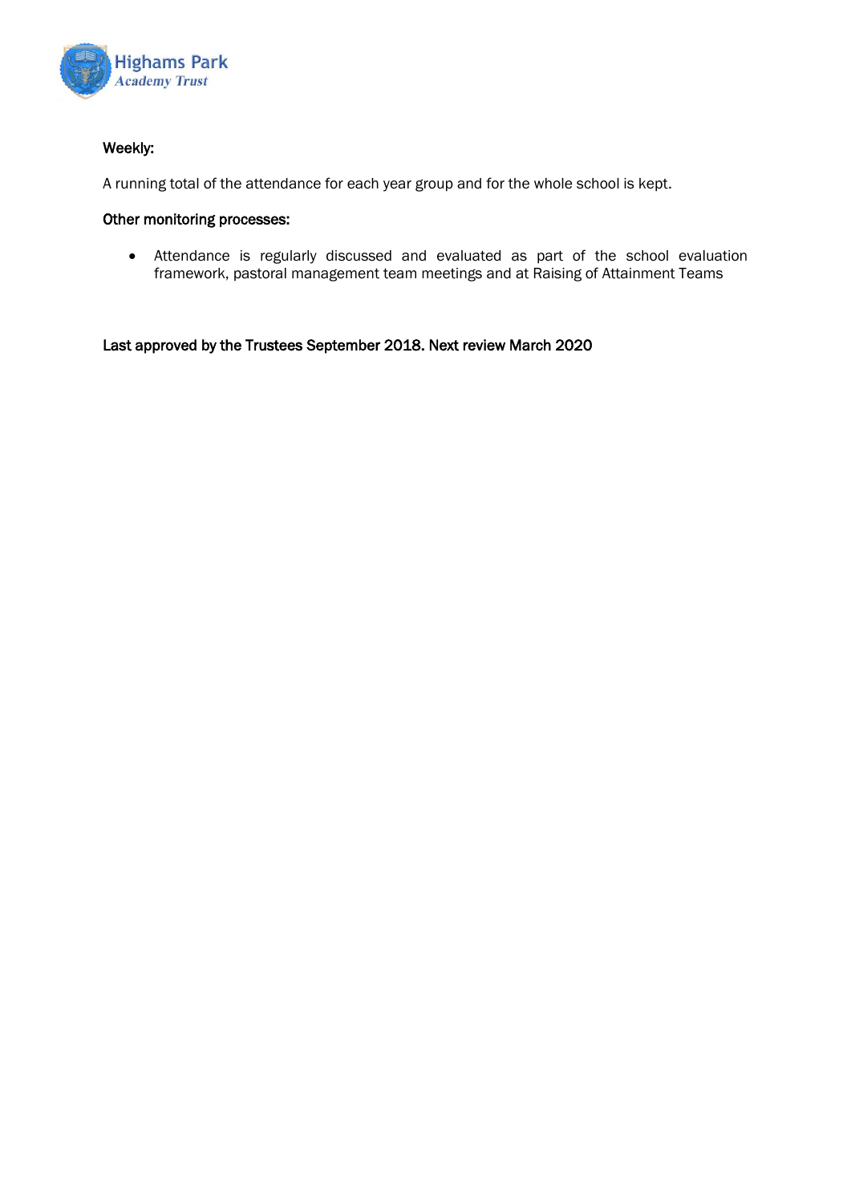**Weekly:**

A running total of the attendance for each year group and for the whole school is kept.

**Other monitoring processes:**

- Attendance is regularly discussed and evaluated as part of the school evaluation framework, pastoral management team meetings and at Raising of Attainment Teams

**Last approved by the Trustees September 2018. Next review March 2020**